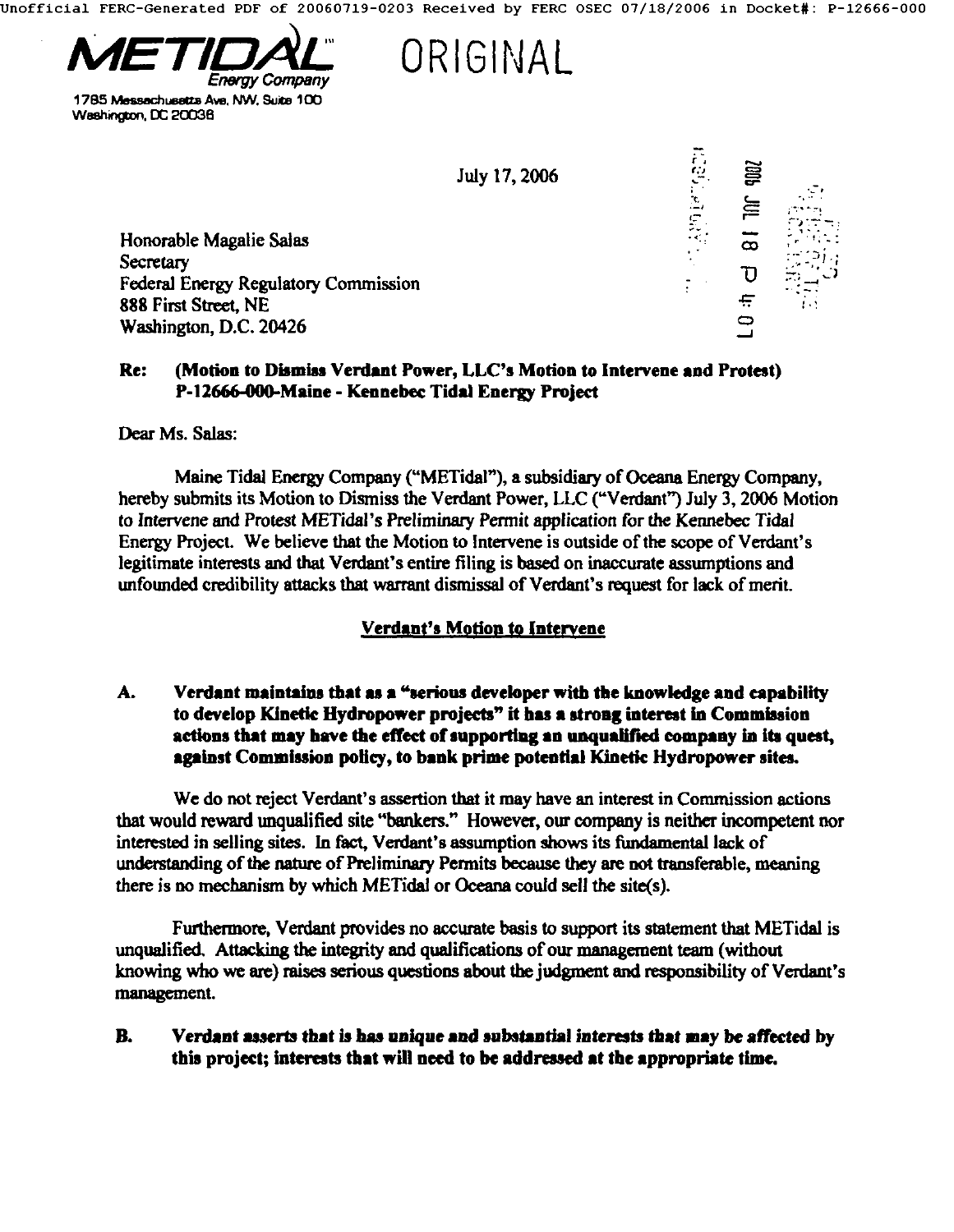**METIDAL™**
*Energy Company*

ORIGINAL

1785 Massachusetts Ave. NW, Suite 100
Washington, DC 20036

July 17, 2006

Honorable Magalie Salas
Secretary
Federal Energy Regulatory Commission
888 First Street, NE
Washington, D.C. 20426

**Re: (Motion to Dismiss Verdant Power, LLC's Motion to Intervene and Protest) P-12666-000-Maine - Kennebec Tidal Energy Project**

Dear Ms. Salas:

Maine Tidal Energy Company ("METidal"), a subsidiary of Oceana Energy Company, hereby submits its Motion to Dismiss the Verdant Power, LLC ("Verdant") July 3, 2006 Motion to Intervene and Protest METidal's Preliminary Permit application for the Kennebec Tidal Energy Project. We believe that the Motion to Intervene is outside of the scope of Verdant's legitimate interests and that Verdant's entire filing is based on inaccurate assumptions and unfounded credibility attacks that warrant dismissal of Verdant's request for lack of merit.

**Verdant's Motion to Intervene**

**A. Verdant maintains that as a "serious developer with the knowledge and capability to develop Kinetic Hydropower projects" it has a strong interest in Commission actions that may have the effect of supporting an unqualified company in its quest, against Commission policy, to bank prime potential Kinetic Hydropower sites.**

We do not reject Verdant's assertion that it may have an interest in Commission actions that would reward unqualified site "bankers." However, our company is neither incompetent nor interested in selling sites. In fact, Verdant's assumption shows its fundamental lack of understanding of the nature of Preliminary Permits because they are not transferable, meaning there is no mechanism by which METidal or Oceana could sell the site(s).

Furthermore, Verdant provides no accurate basis to support its statement that METidal is unqualified. Attacking the integrity and qualifications of our management team (without knowing who we are) raises serious questions about the judgment and responsibility of Verdant's management.

**B. Verdant asserts that is has unique and substantial interests that may be affected by this project; interests that will need to be addressed at the appropriate time.**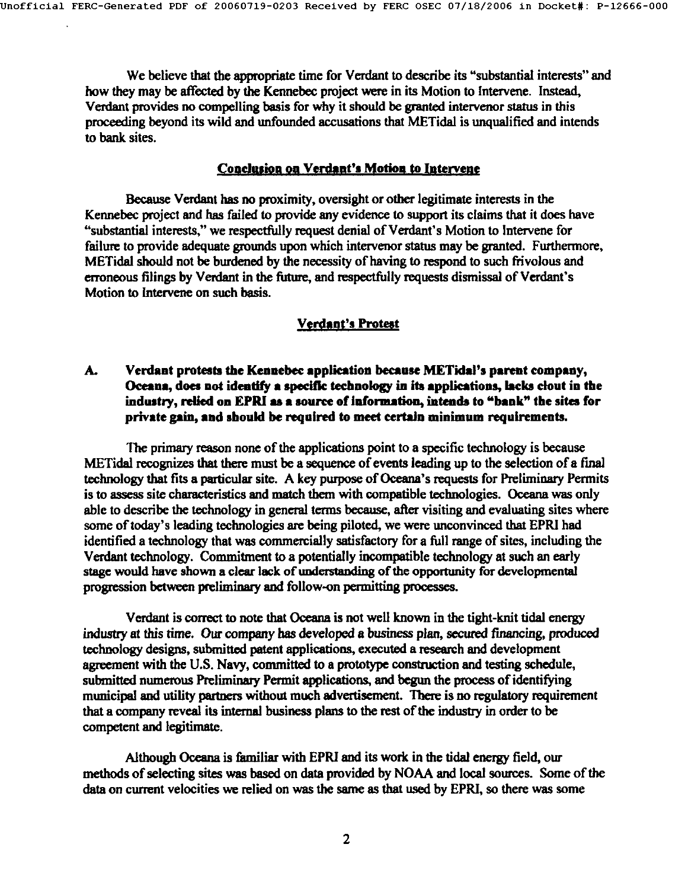We believe that the appropriate time for Verdant to describe its "substantial interests" and how they may be affected by the Kennebec project were in its Motion to Intervene. Instead, Verdant provides no compelling basis for why it should be granted intervenor status in this proceeding beyond its wild and unfounded accusations that METidal is unqualified and intends to bank sites.

## Conclusion on Verdant's Motion to Intervene

Because Verdant has no proximity, oversight or other legitimate interests in the Kennebec project and has failed to provide any evidence to support its claims that it does have "substantial interests," we respectfully request denial of Verdant's Motion to Intervene for failure to provide adequate grounds upon which intervenor status may be granted. Furthermore, METidal should not be burdened by the necessity of having to respond to such frivolous and erroneous filings by Verdant in the future, and respectfully requests dismissal of Verdant's Motion to Intervene on such basis.

## Verdant's Protest

**A. Verdant protests the Kennebec application because METidal's parent company, Oceana, does not identify a specific technology in its applications, lacks clout in the industry, relied on EPRI as a source of information, intends to "bank" the sites for private gain, and should be required to meet certain minimum requirements.**

The primary reason none of the applications point to a specific technology is because METidal recognizes that there must be a sequence of events leading up to the selection of a final technology that fits a particular site. A key purpose of Oceana's requests for Preliminary Permits is to assess site characteristics and match them with compatible technologies. Oceana was only able to describe the technology in general terms because, after visiting and evaluating sites where some of today's leading technologies are being piloted, we were unconvinced that EPRI had identified a technology that was commercially satisfactory for a full range of sites, including the Verdant technology. Commitment to a potentially incompatible technology at such an early stage would have shown a clear lack of understanding of the opportunity for developmental progression between preliminary and follow-on permitting processes.

Verdant is correct to note that Oceana is not well known in the tight-knit tidal energy industry at this time. Our company has developed a business plan, secured financing, produced technology designs, submitted patent applications, executed a research and development agreement with the U.S. Navy, committed to a prototype construction and testing schedule, submitted numerous Preliminary Permit applications, and begun the process of identifying municipal and utility partners without much advertisement. There is no regulatory requirement that a company reveal its internal business plans to the rest of the industry in order to be competent and legitimate.

Although Oceana is familiar with EPRI and its work in the tidal energy field, our methods of selecting sites was based on data provided by NOAA and local sources. Some of the data on current velocities we relied on was the same as that used by EPRI, so there was some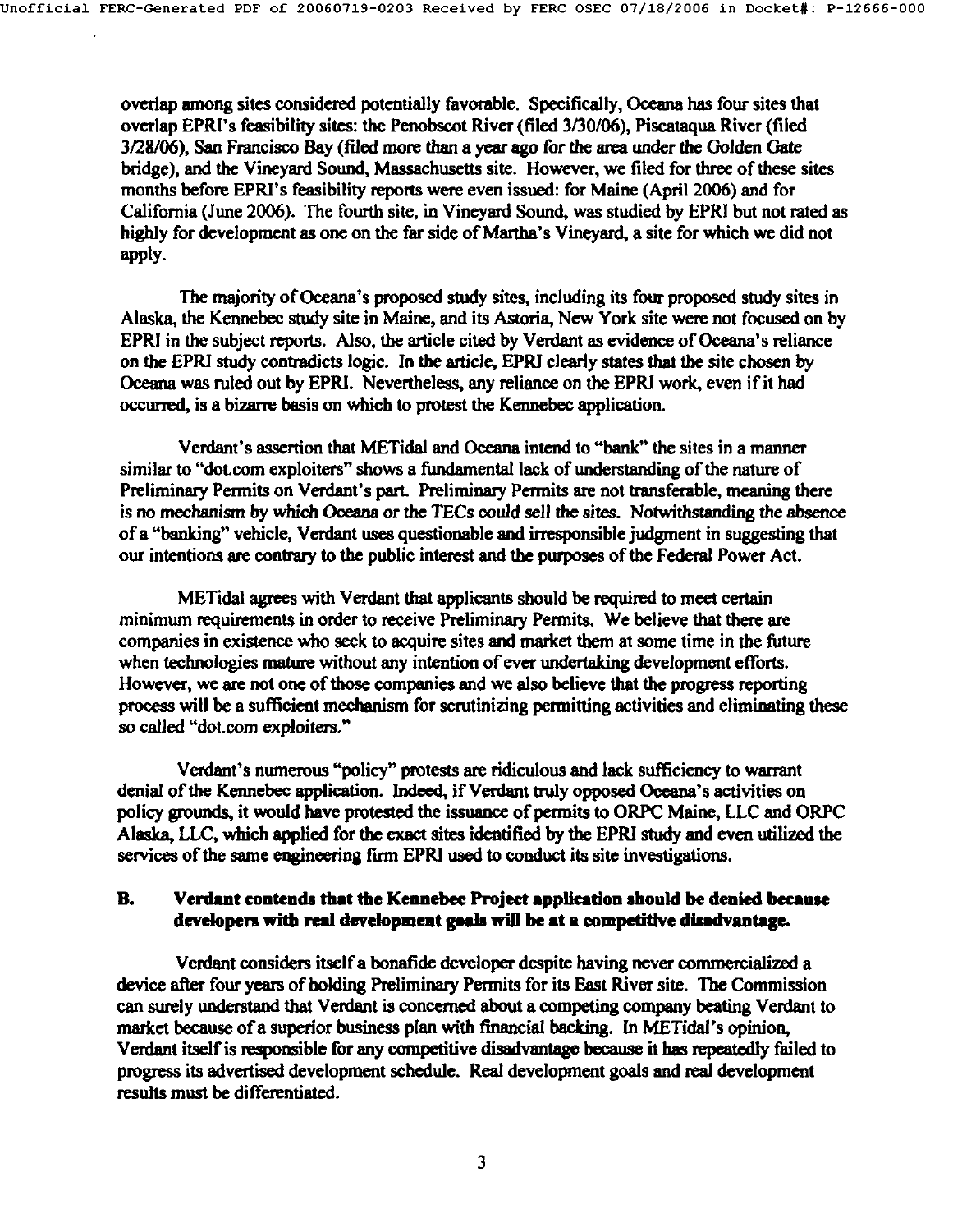overlap among sites considered potentially favorable. Specifically, Oceana has four sites that overlap EPRI's feasibility sites: the Penobscot River (filed 3/30/06), Piscataqua River (filed 3/28/06), San Francisco Bay (filed more than a year ago for the area under the Golden Gate bridge), and the Vineyard Sound, Massachusetts site. However, we filed for three of these sites months before EPRI's feasibility reports were even issued: for Maine (April 2006) and for California (June 2006). The fourth site, in Vineyard Sound, was studied by EPRI but not rated as highly for development as one on the far side of Martha's Vineyard, a site for which we did not apply.

The majority of Oceana's proposed study sites, including its four proposed study sites in Alaska, the Kennebec study site in Maine, and its Astoria, New York site were not focused on by EPRI in the subject reports. Also, the article cited by Verdant as evidence of Oceana's reliance on the EPRI study contradicts logic. In the article, EPRI clearly states that the site chosen by Oceana was ruled out by EPRI. Nevertheless, any reliance on the EPRI work, even if it had occurred, is a bizarre basis on which to protest the Kennebec application.

Verdant's assertion that METidal and Oceana intend to "bank" the sites in a manner similar to "dot.com exploiters" shows a fundamental lack of understanding of the nature of Preliminary Permits on Verdant's part. Preliminary Permits are not transferable, meaning there is no mechanism by which Oceana or the TECs could sell the sites. Notwithstanding the absence of a "banking" vehicle, Verdant uses questionable and irresponsible judgment in suggesting that our intentions are contrary to the public interest and the purposes of the Federal Power Act.

METidal agrees with Verdant that applicants should be required to meet certain minimum requirements in order to receive Preliminary Permits. We believe that there are companies in existence who seek to acquire sites and market them at some time in the future when technologies mature without any intention of ever undertaking development efforts. However, we are not one of those companies and we also believe that the progress reporting process will be a sufficient mechanism for scrutinizing permitting activities and eliminating these so called "dot.com exploiters."

Verdant's numerous "policy" protests are ridiculous and lack sufficiency to warrant denial of the Kennebec application. Indeed, if Verdant truly opposed Oceana's activities on policy grounds, it would have protested the issuance of permits to ORPC Maine, LLC and ORPC Alaska, LLC, which applied for the exact sites identified by the EPRI study and even utilized the services of the same engineering firm EPRI used to conduct its site investigations.

**B. Verdant contends that the Kennebec Project application should be denied because developers with real development goals will be at a competitive disadvantage.**

Verdant considers itself a bonafide developer despite having never commercialized a device after four years of holding Preliminary Permits for its East River site. The Commission can surely understand that Verdant is concerned about a competing company beating Verdant to market because of a superior business plan with financial backing. In METidal's opinion, Verdant itself is responsible for any competitive disadvantage because it has repeatedly failed to progress its advertised development schedule. Real development goals and real development results must be differentiated.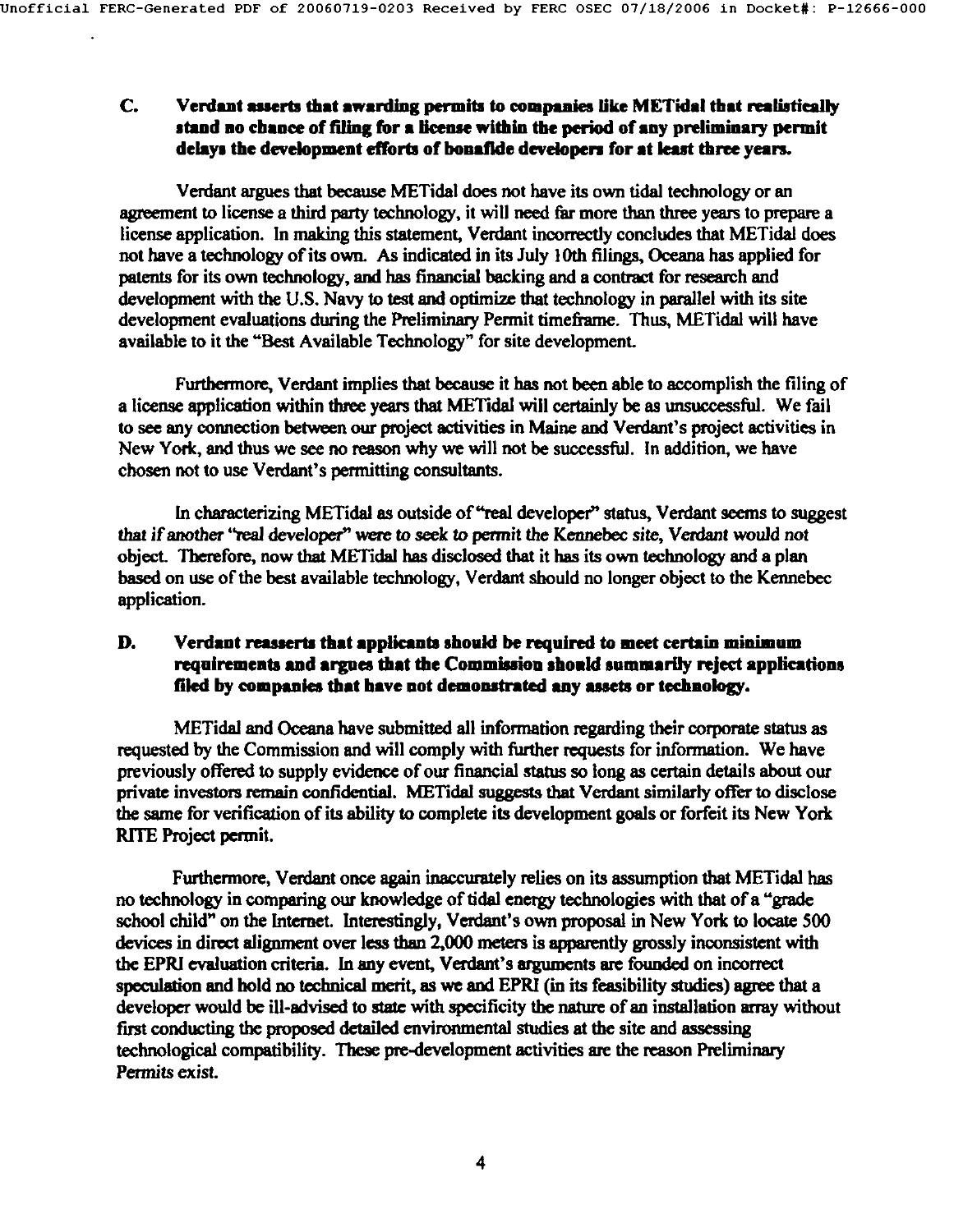**C. Verdant asserts that awarding permits to companies like METidal that realistically stand no chance of filing for a license within the period of any preliminary permit delays the development efforts of bonafide developers for at least three years.**

Verdant argues that because METidal does not have its own tidal technology or an agreement to license a third party technology, it will need far more than three years to prepare a license application. In making this statement, Verdant incorrectly concludes that METidal does not have a technology of its own. As indicated in its July 10th filings, Oceana has applied for patents for its own technology, and has financial backing and a contract for research and development with the U.S. Navy to test and optimize that technology in parallel with its site development evaluations during the Preliminary Permit timeframe. Thus, METidal will have available to it the "Best Available Technology" for site development.

Furthermore, Verdant implies that because it has not been able to accomplish the filing of a license application within three years that METidal will certainly be as unsuccessful. We fail to see any connection between our project activities in Maine and Verdant's project activities in New York, and thus we see no reason why we will not be successful. In addition, we have chosen not to use Verdant's permitting consultants.

In characterizing METidal as outside of "real developer" status, Verdant seems to suggest that if another "real developer" were to seek to permit the Kennebec site, Verdant would not object. Therefore, now that METidal has disclosed that it has its own technology and a plan based on use of the best available technology, Verdant should no longer object to the Kennebec application.

**D. Verdant reasserts that applicants should be required to meet certain minimum requirements and argues that the Commission should summarily reject applications filed by companies that have not demonstrated any assets or technology.**

METidal and Oceana have submitted all information regarding their corporate status as requested by the Commission and will comply with further requests for information. We have previously offered to supply evidence of our financial status so long as certain details about our private investors remain confidential. METidal suggests that Verdant similarly offer to disclose the same for verification of its ability to complete its development goals or forfeit its New York RITE Project permit.

Furthermore, Verdant once again inaccurately relies on its assumption that METidal has no technology in comparing our knowledge of tidal energy technologies with that of a "grade school child" on the Internet. Interestingly, Verdant's own proposal in New York to locate 500 devices in direct alignment over less than 2,000 meters is apparently grossly inconsistent with the EPRI evaluation criteria. In any event, Verdant's arguments are founded on incorrect speculation and hold no technical merit, as we and EPRI (in its feasibility studies) agree that a developer would be ill-advised to state with specificity the nature of an installation array without first conducting the proposed detailed environmental studies at the site and assessing technological compatibility. These pre-development activities are the reason Preliminary Permits exist.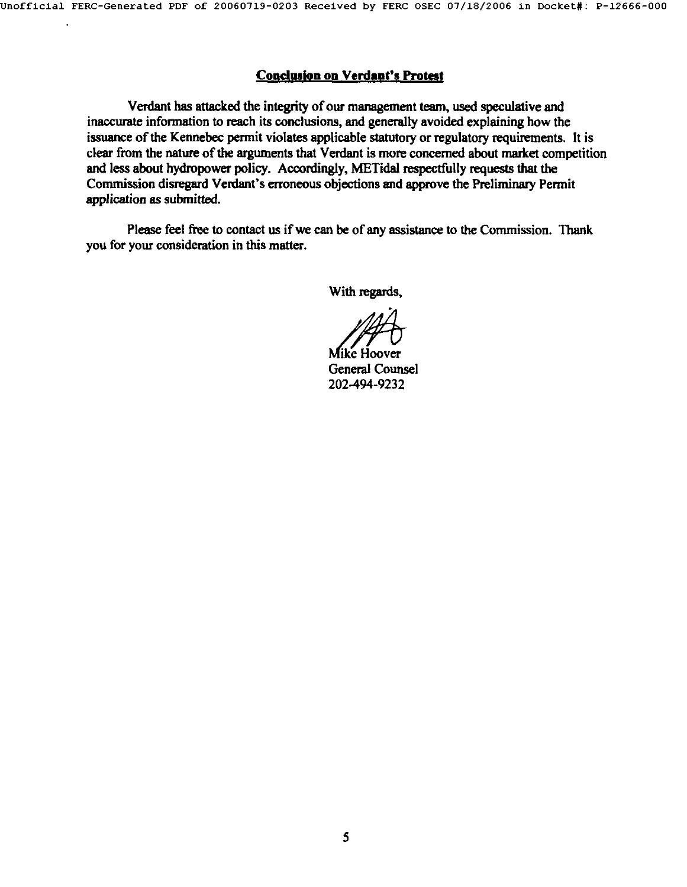**Conclusion on Verdant's Protest**

Verdant has attacked the integrity of our management team, used speculative and inaccurate information to reach its conclusions, and generally avoided explaining how the issuance of the Kennebec permit violates applicable statutory or regulatory requirements. It is clear from the nature of the arguments that Verdant is more concerned about market competition and less about hydropower policy. Accordingly, METidal respectfully requests that the Commission disregard Verdant's erroneous objections and approve the Preliminary Permit application as submitted.

Please feel free to contact us if we can be of any assistance to the Commission. Thank you for your consideration in this matter.

With regards,

Mike Hoover
General Counsel
202-494-9232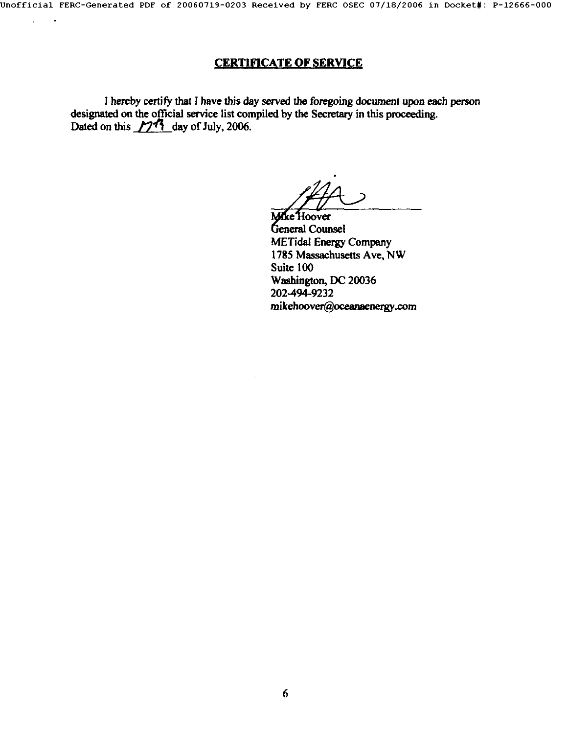## CERTIFICATE OF SERVICE

I hereby certify that I have this day served the foregoing document upon each person designated on the official service list compiled by the Secretary in this proceeding. Dated on this 17th day of July, 2006.

Mike Hoover
General Counsel
METidal Energy Company
1785 Massachusetts Ave, NW
Suite 100
Washington, DC 20036
202-494-9232
mikehoover@oceanaenergy.com